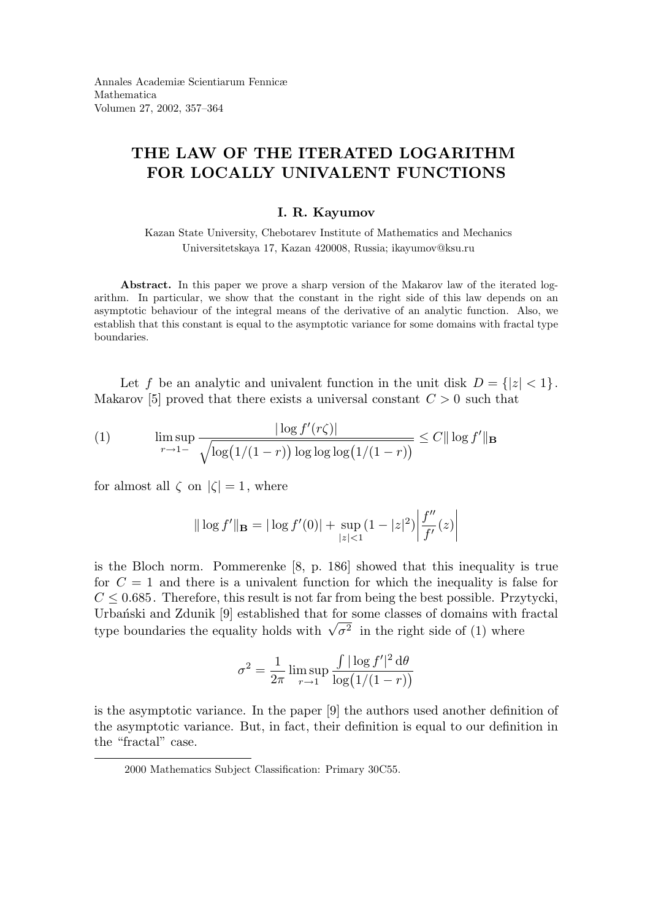Annales Academiæ Scientiarum Fennicæ
Mathematica
Volumen 27, 2002, 357–364

# THE LAW OF THE ITERATED LOGARITHM FOR LOCALLY UNIVALENT FUNCTIONS

**I. R. Kayumov**

Kazan State University, Chebotarev Institute of Mathematics and Mechanics
Universitetskaya 17, Kazan 420008, Russia; ikayumov@ksu.ru

**Abstract.** In this paper we prove a sharp version of the Makarov law of the iterated logarithm. In particular, we show that the constant in the right side of this law depends on an asymptotic behaviour of the integral means of the derivative of an analytic function. Also, we establish that this constant is equal to the asymptotic variance for some domains with fractal type boundaries.

Let $f$ be an analytic and univalent function in the unit disk $D = \{|z| < 1\}$. Makarov [5] proved that there exists a universal constant $C > 0$ such that

$$\limsup_{r\to 1-} \frac{|\log f'(r\zeta)|}{\sqrt{\log\bigl(1/(1-r)\bigr)\log\log\log\bigl(1/(1-r)\bigr)}} \le C\|\log f'\|_{\mathbf{B}} \tag{1}$$

for almost all $\zeta$ on $|\zeta| = 1$, where

$$\|\log f'\|_{\mathbf{B}} = |\log f'(0)| + \sup_{|z|<1} (1-|z|^2)\left|\frac{f''}{f'}(z)\right|$$

is the Bloch norm. Pommerenke [8, p. 186] showed that this inequality is true for $C = 1$ and there is a univalent function for which the inequality is false for $C \le 0.685$. Therefore, this result is not far from being the best possible. Przytycki, Urbański and Zdunik [9] established that for some classes of domains with fractal type boundaries the equality holds with $\sqrt{\sigma^2}$ in the right side of (1) where

$$\sigma^2 = \frac{1}{2\pi} \limsup_{r\to 1} \frac{\int |\log f'|^2 \, d\theta}{\log\bigl(1/(1-r)\bigr)}$$

is the asymptotic variance. In the paper [9] the authors used another definition of the asymptotic variance. But, in fact, their definition is equal to our definition in the "fractal" case.

2000 Mathematics Subject Classification: Primary 30C55.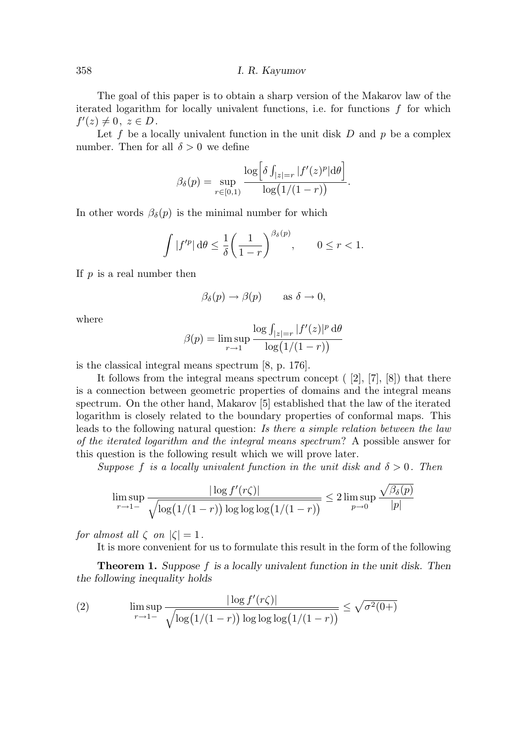The goal of this paper is to obtain a sharp version of the Makarov law of the iterated logarithm for locally univalent functions, i.e. for functions $f$ for which $f'(z) \neq 0,\ z \in D$.

Let $f$ be a locally univalent function in the unit disk $D$ and $p$ be a complex number. Then for all $\delta > 0$ we define

$$\beta_\delta(p) = \sup_{r \in [0,1)} \frac{\log\Big[\delta \int_{|z|=r} |f'(z)^p| \mathrm{d}\theta\Big]}{\log\big(1/(1-r)\big)}.$$

In other words $\beta_\delta(p)$ is the minimal number for which

$$\int |f'^p| \,\mathrm{d}\theta \le \frac{1}{\delta}\bigg(\frac{1}{1-r}\bigg)^{\beta_\delta(p)}, \qquad 0 \le r < 1.$$

If $p$ is a real number then

$$\beta_\delta(p) \to \beta(p) \qquad \text{as } \delta \to 0,$$

where

$$\beta(p) = \limsup_{r \to 1} \frac{\log \int_{|z|=r} |f'(z)|^p \,\mathrm{d}\theta}{\log\big(1/(1-r)\big)}$$

is the classical integral means spectrum [8, p. 176].

It follows from the integral means spectrum concept ( [2], [7], [8]) that there is a connection between geometric properties of domains and the integral means spectrum. On the other hand, Makarov [5] established that the law of the iterated logarithm is closely related to the boundary properties of conformal maps. This leads to the following natural question: *Is there a simple relation between the law of the iterated logarithm and the integral means spectrum*? A possible answer for this question is the following result which we will prove later.

*Suppose $f$ is a locally univalent function in the unit disk and $\delta > 0$. Then*

$$\limsup_{r \to 1-} \frac{|\log f'(r\zeta)|}{\sqrt{\log\big(1/(1-r)\big) \log\log\log\big(1/(1-r)\big)}} \le 2 \limsup_{p \to 0} \frac{\sqrt{\beta_\delta(p)}}{|p|}$$

*for almost all $\zeta$ on $|\zeta| = 1$.*

It is more convenient for us to formulate this result in the form of the following

**Theorem 1.** *Suppose $f$ is a locally univalent function in the unit disk. Then the following inequality holds*

$$\limsup_{r \to 1-} \frac{|\log f'(r\zeta)|}{\sqrt{\log\big(1/(1-r)\big) \log\log\log\big(1/(1-r)\big)}} \le \sqrt{\sigma^2(0+)} \tag{2}$$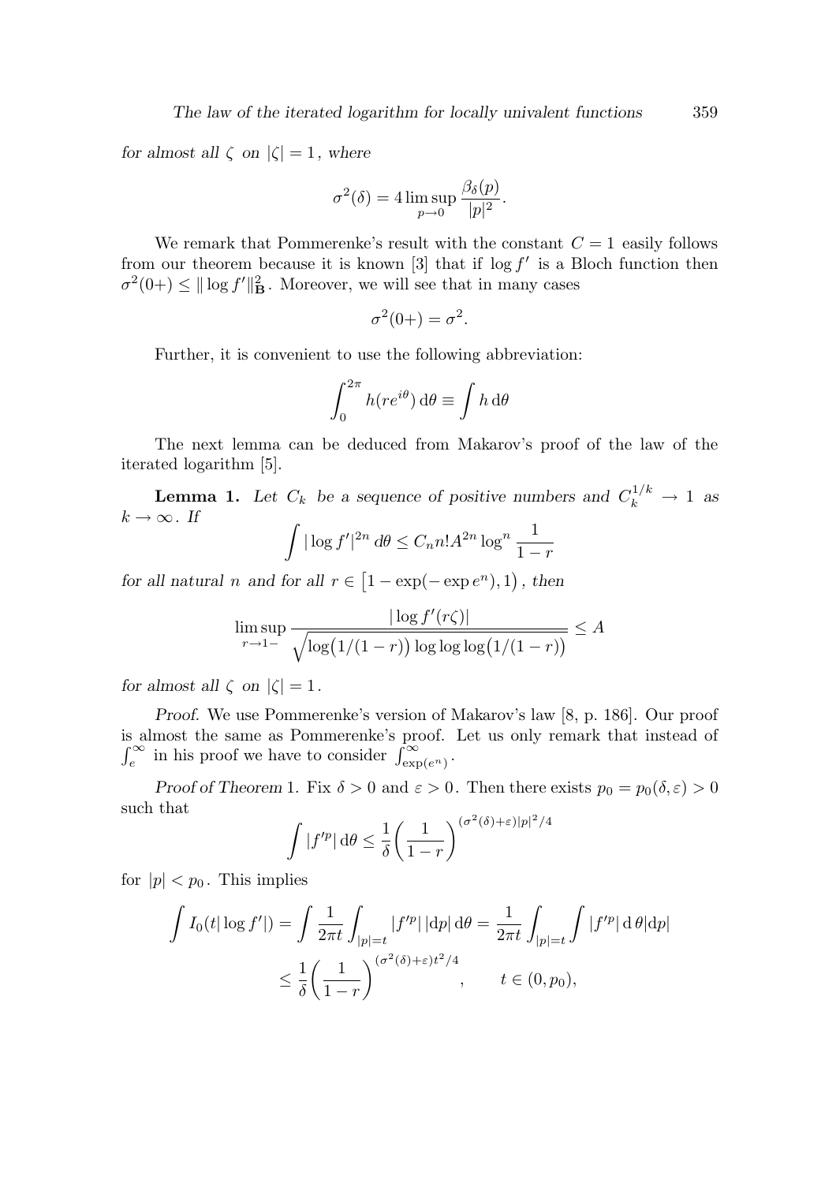*for almost all* $\zeta$ *on* $|\zeta| = 1$, *where*

$$\sigma^2(\delta) = 4 \limsup_{p\to 0} \frac{\beta_\delta(p)}{|p|^2}.$$

We remark that Pommerenke's result with the constant $C = 1$ easily follows from our theorem because it is known [3] that if $\log f'$ is a Bloch function then $\sigma^2(0+) \le \|\log f'\|^2_{\mathbf{B}}$. Moreover, we will see that in many cases

$$\sigma^2(0+) = \sigma^2.$$

Further, it is convenient to use the following abbreviation:

$$\int_0^{2\pi} h(re^{i\theta})\,\mathrm{d}\theta \equiv \int h\,\mathrm{d}\theta$$

The next lemma can be deduced from Makarov's proof of the law of the iterated logarithm [5].

**Lemma 1.** *Let* $C_k$ *be a sequence of positive numbers and* $C_k^{1/k} \to 1$ *as* $k \to \infty$. *If*

$$\int |\log f'|^{2n}\,d\theta \le C_n n! A^{2n} \log^n \frac{1}{1-r}$$

*for all natural* $n$ *and for all* $r \in \big[1 - \exp(-\exp e^n), 1\big)$, *then*

$$\limsup_{r\to 1-} \frac{|\log f'(r\zeta)|}{\sqrt{\log\big(1/(1-r)\big)\log\log\log\big(1/(1-r)\big)}} \le A$$

*for almost all* $\zeta$ *on* $|\zeta| = 1$.

*Proof*. We use Pommerenke's version of Makarov's law [8, p. 186]. Our proof is almost the same as Pommerenke's proof. Let us only remark that instead of $\int_e^\infty$ in his proof we have to consider $\int_{\exp(e^n)}^\infty$.

*Proof of Theorem* 1. Fix $\delta > 0$ and $\varepsilon > 0$. Then there exists $p_0 = p_0(\delta, \varepsilon) > 0$ such that

$$\int |f'^p|\,\mathrm{d}\theta \le \frac{1}{\delta}\bigg(\frac{1}{1-r}\bigg)^{(\sigma^2(\delta)+\varepsilon)|p|^2/4}$$

for $|p| < p_0$. This implies

$$\begin{aligned}\int I_0(t|\log f'|) &= \int \frac{1}{2\pi t}\int_{|p|=t} |f'^p|\,|\mathrm{d}p|\,\mathrm{d}\theta = \frac{1}{2\pi t}\int_{|p|=t}\int |f'^p|\,\mathrm{d}\,\theta|\mathrm{d}p| \\ &\le \frac{1}{\delta}\bigg(\frac{1}{1-r}\bigg)^{(\sigma^2(\delta)+\varepsilon)t^2/4}, \qquad t \in (0, p_0),\end{aligned}$$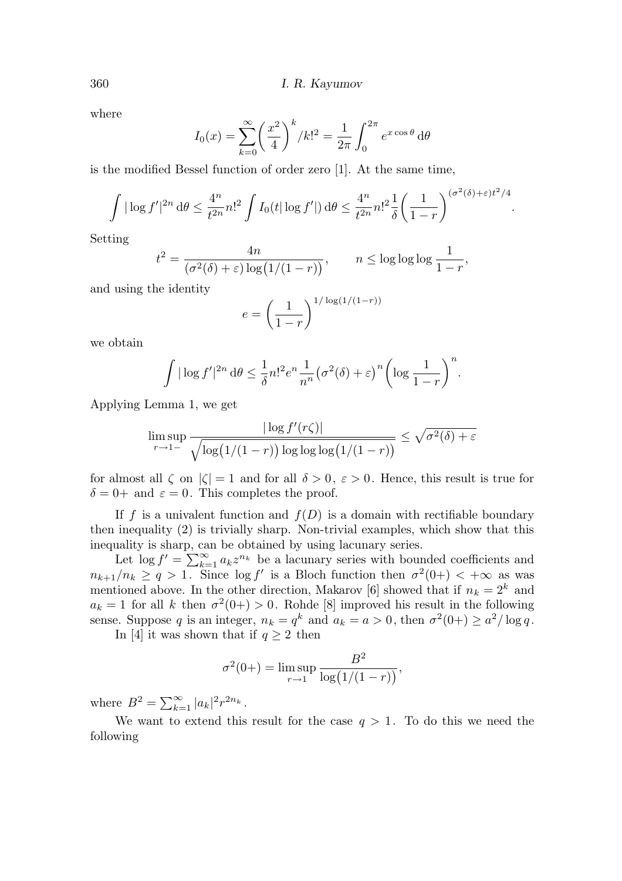where

$$I_0(x) = \sum_{k=0}^{\infty} \left(\frac{x^2}{4}\right)^k / k!^2 = \frac{1}{2\pi} \int_0^{2\pi} e^{x\cos\theta}\, \mathrm{d}\theta$$

is the modified Bessel function of order zero [1]. At the same time,

$$\int |\log f'|^{2n}\, \mathrm{d}\theta \le \frac{4^n}{t^{2n}} n!^2 \int I_0(t|\log f'|)\, \mathrm{d}\theta \le \frac{4^n}{t^{2n}} n!^2 \frac{1}{\delta}\left(\frac{1}{1-r}\right)^{(\sigma^2(\delta)+\varepsilon)t^2/4}.$$

Setting

$$t^2 = \frac{4n}{(\sigma^2(\delta)+\varepsilon)\log\bigl(1/(1-r)\bigr)}, \qquad n \le \log\log\log\frac{1}{1-r},$$

and using the identity

$$e = \left(\frac{1}{1-r}\right)^{1/\log(1/(1-r))}$$

we obtain

$$\int |\log f'|^{2n}\, \mathrm{d}\theta \le \frac{1}{\delta} n!^2 e^n \frac{1}{n^n} \bigl(\sigma^2(\delta)+\varepsilon\bigr)^n \left(\log\frac{1}{1-r}\right)^n.$$

Applying Lemma 1, we get

$$\limsup_{r\to 1-} \frac{|\log f'(r\zeta)|}{\sqrt{\log\bigl(1/(1-r)\bigr)\log\log\log\bigl(1/(1-r)\bigr)}} \le \sqrt{\sigma^2(\delta)+\varepsilon}$$

for almost all $\zeta$ on $|\zeta| = 1$ and for all $\delta > 0$, $\varepsilon > 0$. Hence, this result is true for $\delta = 0+$ and $\varepsilon = 0$. This completes the proof.

If $f$ is a univalent function and $f(D)$ is a domain with rectifiable boundary then inequality (2) is trivially sharp. Non-trivial examples, which show that this inequality is sharp, can be obtained by using lacunary series.

Let $\log f' = \sum_{k=1}^{\infty} a_k z^{n_k}$ be a lacunary series with bounded coefficients and $n_{k+1}/n_k \ge q > 1$. Since $\log f'$ is a Bloch function then $\sigma^2(0+) < +\infty$ as was mentioned above. In the other direction, Makarov [6] showed that if $n_k = 2^k$ and $a_k = 1$ for all $k$ then $\sigma^2(0+) > 0$. Rohde [8] improved his result in the following sense. Suppose $q$ is an integer, $n_k = q^k$ and $a_k = a > 0$, then $\sigma^2(0+) \ge a^2/\log q$.

In [4] it was shown that if $q \ge 2$ then

$$\sigma^2(0+) = \limsup_{r\to 1} \frac{B^2}{\log\bigl(1/(1-r)\bigr)},$$

where $B^2 = \sum_{k=1}^{\infty} |a_k|^2 r^{2n_k}$.

We want to extend this result for the case $q > 1$. To do this we need the following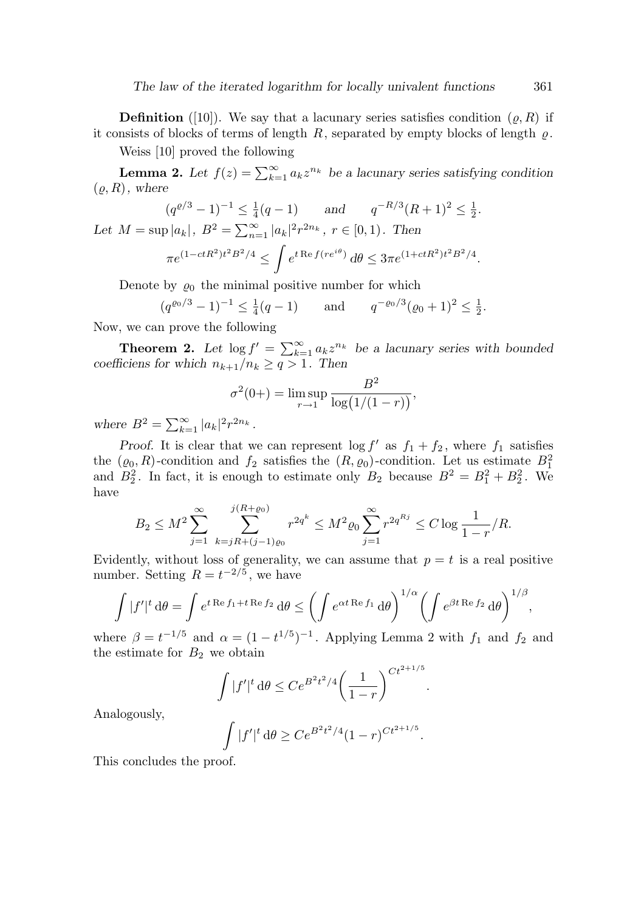**Definition** ([10]). We say that a lacunary series satisfies condition $(\varrho, R)$ if it consists of blocks of terms of length $R$, separated by empty blocks of length $\varrho$.

Weiss [10] proved the following

**Lemma 2.** *Let $f(z) = \sum_{k=1}^{\infty} a_k z^{n_k}$ be a lacunary series satisfying condition $(\varrho, R)$, where*

$$(q^{\varrho/3} - 1)^{-1} \leq \tfrac{1}{4}(q-1) \qquad \textit{and} \qquad q^{-R/3}(R+1)^2 \leq \tfrac{1}{2}.$$

*Let $M = \sup |a_k|$, $B^2 = \sum_{n=1}^{\infty} |a_k|^2 r^{2n_k}$, $r \in [0,1)$. Then*

$$\pi e^{(1-ctR^2)t^2B^2/4} \leq \int e^{t \operatorname{Re} f(re^{i\theta})}\, d\theta \leq 3\pi e^{(1+ctR^2)t^2B^2/4}.$$

Denote by $\varrho_0$ the minimal positive number for which

$$(q^{\varrho_0/3} - 1)^{-1} \leq \tfrac{1}{4}(q-1) \qquad \text{and} \qquad q^{-\varrho_0/3}(\varrho_0+1)^2 \leq \tfrac{1}{2}.$$

Now, we can prove the following

**Theorem 2.** *Let $\log f' = \sum_{k=1}^{\infty} a_k z^{n_k}$ be a lacunary series with bounded coefficiens for which $n_{k+1}/n_k \geq q > 1$. Then*

$$\sigma^2(0+) = \limsup_{r \to 1} \frac{B^2}{\log\bigl(1/(1-r)\bigr)},$$

*where $B^2 = \sum_{k=1}^{\infty} |a_k|^2 r^{2n_k}$.*

*Proof.* It is clear that we can represent $\log f'$ as $f_1 + f_2$, where $f_1$ satisfies the $(\varrho_0, R)$-condition and $f_2$ satisfies the $(R, \varrho_0)$-condition. Let us estimate $B_1^2$ and $B_2^2$. In fact, it is enough to estimate only $B_2$ because $B^2 = B_1^2 + B_2^2$. We have

$$B_2 \leq M^2 \sum_{j=1}^{\infty} \sum_{k=jR+(j-1)\varrho_0}^{j(R+\varrho_0)} r^{2q^k} \leq M^2 \varrho_0 \sum_{j=1}^{\infty} r^{2q^{Rj}} \leq C \log \frac{1}{1-r} / R.$$

Evidently, without loss of generality, we can assume that $p = t$ is a real positive number. Setting $R = t^{-2/5}$, we have

$$\int |f'|^t \, \mathrm{d}\theta = \int e^{t \operatorname{Re} f_1 + t \operatorname{Re} f_2} \, \mathrm{d}\theta \leq \biggl(\int e^{\alpha t \operatorname{Re} f_1} \, \mathrm{d}\theta\biggr)^{1/\alpha} \biggl(\int e^{\beta t \operatorname{Re} f_2} \, \mathrm{d}\theta\biggr)^{1/\beta},$$

where $\beta = t^{-1/5}$ and $\alpha = (1 - t^{1/5})^{-1}$. Applying Lemma 2 with $f_1$ and $f_2$ and the estimate for $B_2$ we obtain

$$\int |f'|^t \, \mathrm{d}\theta \leq C e^{B^2 t^2/4} \biggl(\frac{1}{1-r}\biggr)^{Ct^{2+1/5}}.$$

Analogously,

$$\int |f'|^t \, \mathrm{d}\theta \geq C e^{B^2 t^2/4} (1-r)^{Ct^{2+1/5}}.$$

This concludes the proof.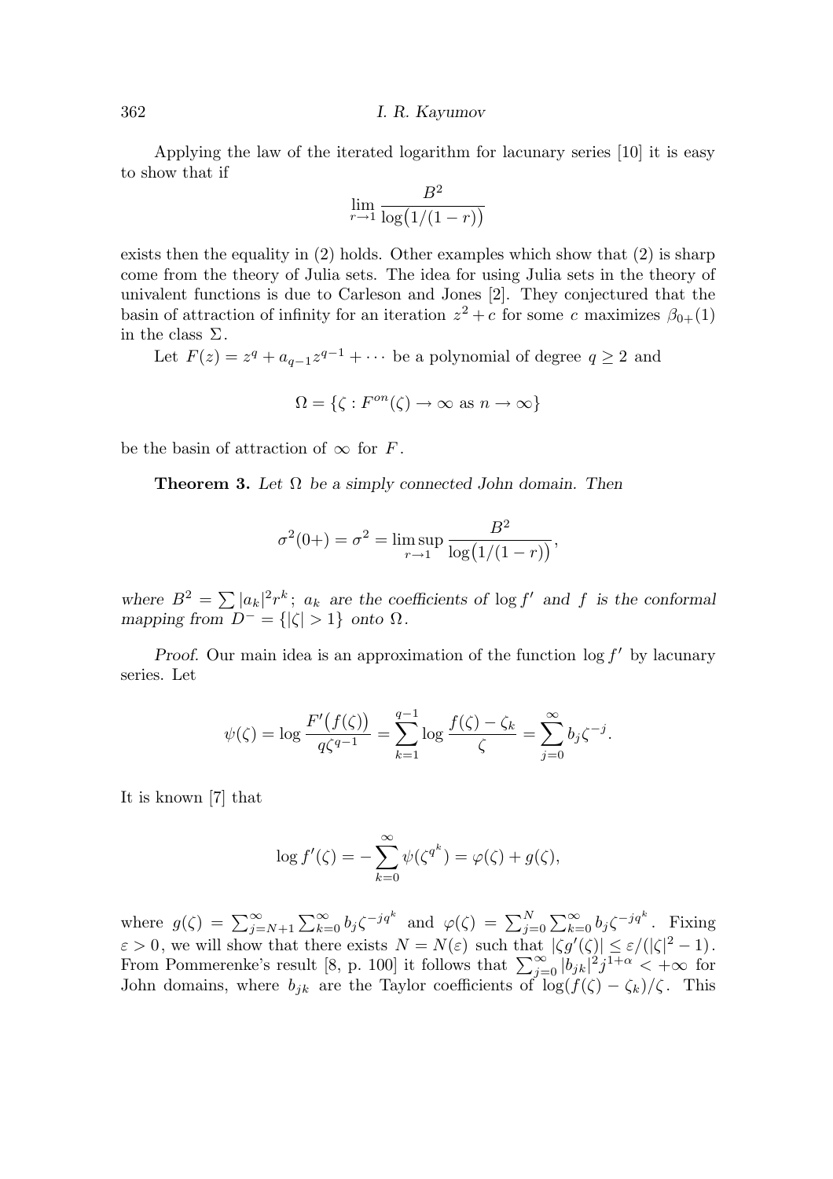Applying the law of the iterated logarithm for lacunary series [10] it is easy to show that if

$$\lim_{r\to 1} \frac{B^2}{\log\bigl(1/(1-r)\bigr)}$$

exists then the equality in (2) holds. Other examples which show that (2) is sharp come from the theory of Julia sets. The idea for using Julia sets in the theory of univalent functions is due to Carleson and Jones [2]. They conjectured that the basin of attraction of infinity for an iteration $z^2 + c$ for some $c$ maximizes $\beta_{0+}(1)$ in the class $\Sigma$.

Let $F(z) = z^q + a_{q-1}z^{q-1} + \cdots$ be a polynomial of degree $q \geq 2$ and

$$\Omega = \{\zeta : F^{on}(\zeta) \to \infty \text{ as } n \to \infty\}$$

be the basin of attraction of $\infty$ for $F$.

**Theorem 3.** *Let $\Omega$ be a simply connected John domain. Then*

$$\sigma^2(0+) = \sigma^2 = \limsup_{r\to 1} \frac{B^2}{\log\bigl(1/(1-r)\bigr)},$$

*where $B^2 = \sum |a_k|^2 r^k$; $a_k$ are the coefficients of $\log f'$ and $f$ is the conformal mapping from $D^- = \{|\zeta| > 1\}$ onto $\Omega$.*

*Proof.* Our main idea is an approximation of the function $\log f'$ by lacunary series. Let

$$\psi(\zeta) = \log \frac{F'\bigl(f(\zeta)\bigr)}{q\zeta^{q-1}} = \sum_{k=1}^{q-1} \log \frac{f(\zeta) - \zeta_k}{\zeta} = \sum_{j=0}^{\infty} b_j \zeta^{-j}.$$

It is known [7] that

$$\log f'(\zeta) = -\sum_{k=0}^{\infty} \psi(\zeta^{q^k}) = \varphi(\zeta) + g(\zeta),$$

where $g(\zeta) = \sum_{j=N+1}^{\infty} \sum_{k=0}^{\infty} b_j \zeta^{-jq^k}$ and $\varphi(\zeta) = \sum_{j=0}^{N} \sum_{k=0}^{\infty} b_j \zeta^{-jq^k}$. Fixing $\varepsilon > 0$, we will show that there exists $N = N(\varepsilon)$ such that $|\zeta g'(\zeta)| \leq \varepsilon/(|\zeta|^2 - 1)$. From Pommerenke's result [8, p. 100] it follows that $\sum_{j=0}^{\infty} |b_{jk}|^2 j^{1+\alpha} < +\infty$ for John domains, where $b_{jk}$ are the Taylor coefficients of $\log(f(\zeta) - \zeta_k)/\zeta$. This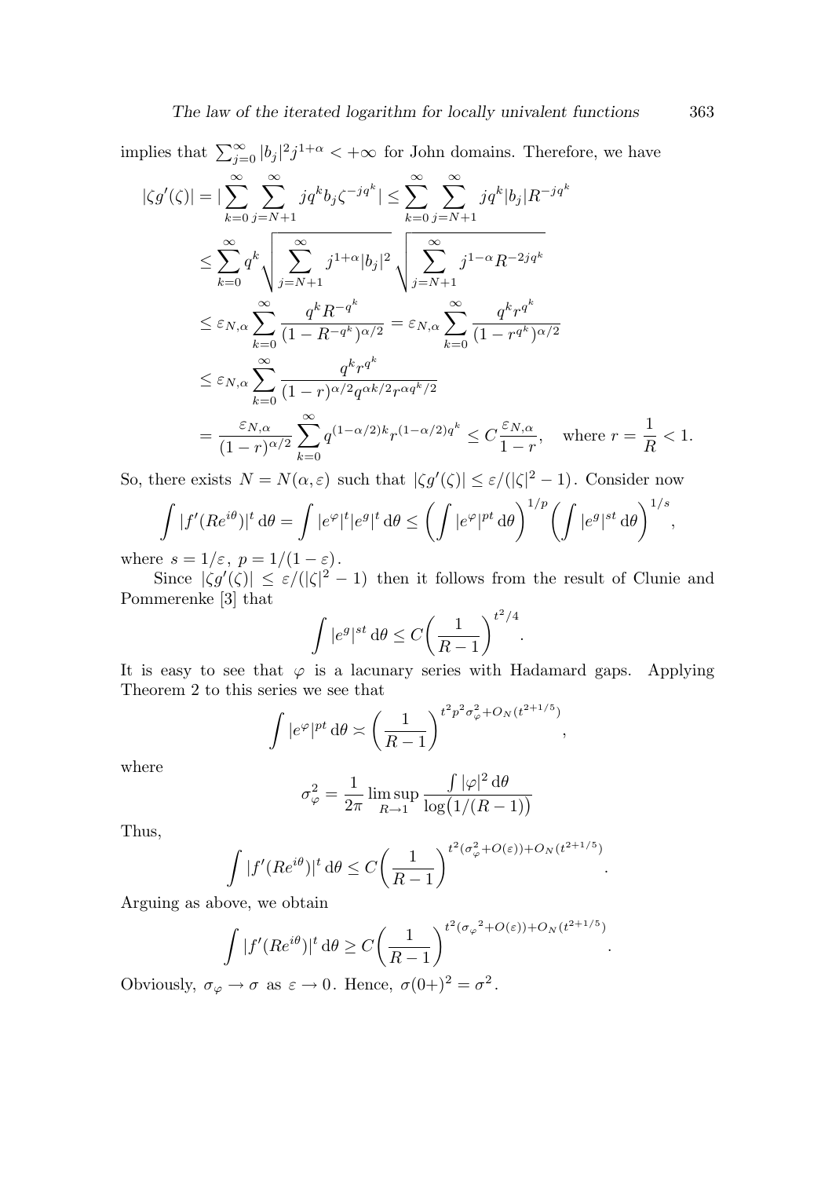implies that $\sum_{j=0}^{\infty} |b_j|^2 j^{1+\alpha} < +\infty$ for John domains. Therefore, we have

$$
\begin{aligned}
|\zeta g'(\zeta)| &= \Big|\sum_{k=0}^{\infty} \sum_{j=N+1}^{\infty} j q^k b_j \zeta^{-jq^k}\Big| \le \sum_{k=0}^{\infty} \sum_{j=N+1}^{\infty} j q^k |b_j| R^{-jq^k} \\
&\le \sum_{k=0}^{\infty} q^k \sqrt{\sum_{j=N+1}^{\infty} j^{1+\alpha} |b_j|^2} \sqrt{\sum_{j=N+1}^{\infty} j^{1-\alpha} R^{-2jq^k}} \\
&\le \varepsilon_{N,\alpha} \sum_{k=0}^{\infty} \frac{q^k R^{-q^k}}{(1-R^{-q^k})^{\alpha/2}} = \varepsilon_{N,\alpha} \sum_{k=0}^{\infty} \frac{q^k r^{q^k}}{(1-r^{q^k})^{\alpha/2}} \\
&\le \varepsilon_{N,\alpha} \sum_{k=0}^{\infty} \frac{q^k r^{q^k}}{(1-r)^{\alpha/2} q^{\alpha k/2} r^{\alpha q^k/2}} \\
&= \frac{\varepsilon_{N,\alpha}}{(1-r)^{\alpha/2}} \sum_{k=0}^{\infty} q^{(1-\alpha/2)k} r^{(1-\alpha/2)q^k} \le C \frac{\varepsilon_{N,\alpha}}{1-r}, \quad \text{where } r = \frac{1}{R} < 1.
\end{aligned}
$$

So, there exists $N = N(\alpha, \varepsilon)$ such that $|\zeta g'(\zeta)| \le \varepsilon/(|\zeta|^2 - 1)$. Consider now

$$
\int |f'(Re^{i\theta})|^t \, \mathrm{d}\theta = \int |e^{\varphi}|^t |e^g|^t \, \mathrm{d}\theta \le \left(\int |e^{\varphi}|^{pt} \, \mathrm{d}\theta\right)^{1/p} \left(\int |e^g|^{st} \, \mathrm{d}\theta\right)^{1/s},
$$

where $s = 1/\varepsilon$, $p = 1/(1-\varepsilon)$.

Since $|\zeta g'(\zeta)| \le \varepsilon/(|\zeta|^2 - 1)$ then it follows from the result of Clunie and Pommerenke [3] that

$$
\int |e^g|^{st} \, \mathrm{d}\theta \le C \left(\frac{1}{R-1}\right)^{t^2/4}.
$$

It is easy to see that $\varphi$ is a lacunary series with Hadamard gaps. Applying Theorem 2 to this series we see that

$$
\int |e^{\varphi}|^{pt} \, \mathrm{d}\theta \asymp \left(\frac{1}{R-1}\right)^{t^2 p^2 \sigma_{\varphi}^2 + O_N(t^{2+1/5})},
$$

where

$$
\sigma_{\varphi}^2 = \frac{1}{2\pi} \limsup_{R \to 1} \frac{\int |\varphi|^2 \, \mathrm{d}\theta}{\log\big(1/(R-1)\big)}
$$

Thus,

$$
\int |f'(Re^{i\theta})|^t \, \mathrm{d}\theta \le C \left(\frac{1}{R-1}\right)^{t^2(\sigma_{\varphi}^2 + O(\varepsilon)) + O_N(t^{2+1/5})}.
$$

Arguing as above, we obtain

$$
\int |f'(Re^{i\theta})|^t \, \mathrm{d}\theta \ge C \left(\frac{1}{R-1}\right)^{t^2({\sigma_{\varphi}}^2 + O(\varepsilon)) + O_N(t^{2+1/5})}.
$$

Obviously, $\sigma_{\varphi} \to \sigma$ as $\varepsilon \to 0$. Hence, $\sigma(0+)^2 = \sigma^2$.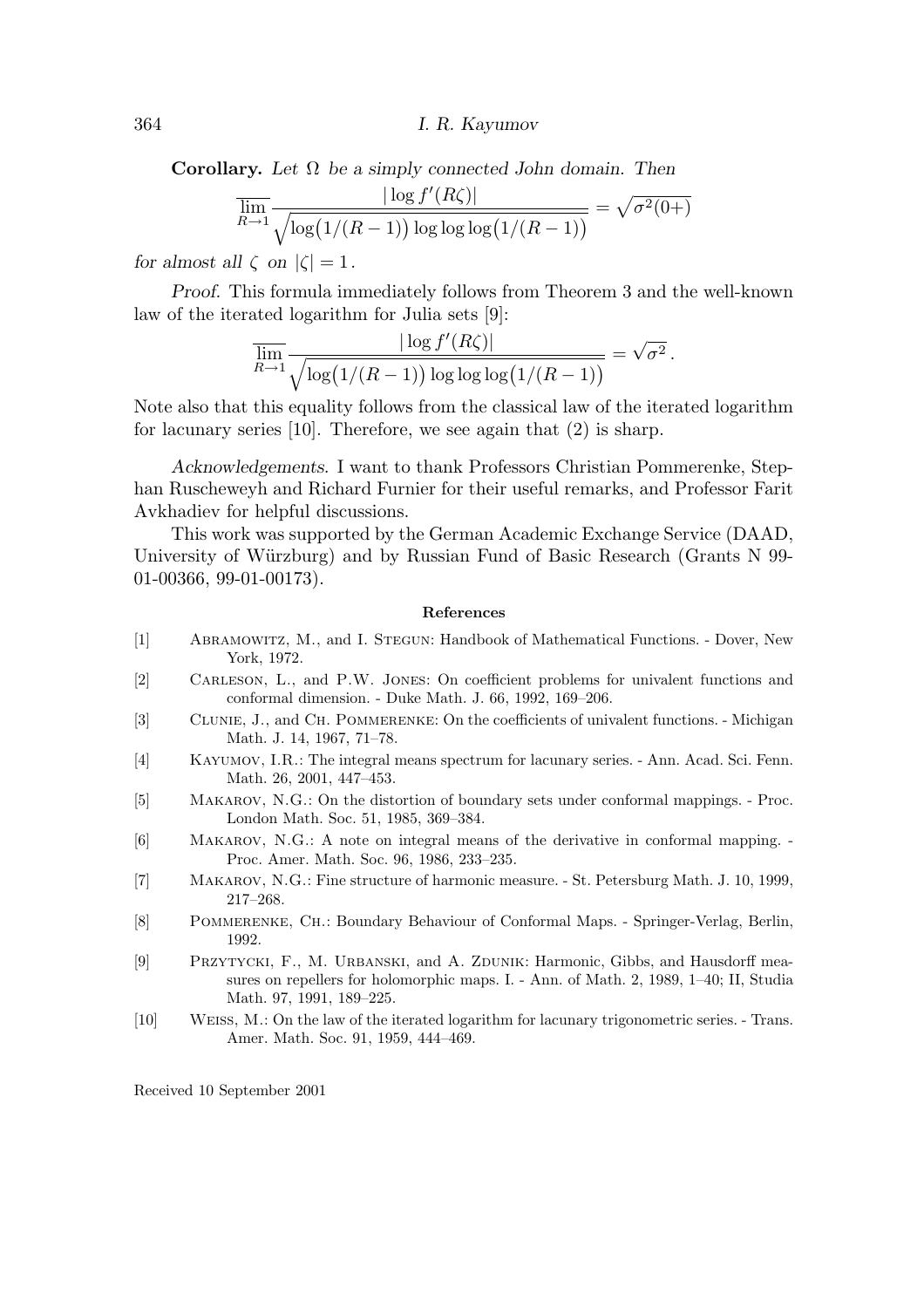**Corollary.** *Let* $\Omega$ *be a simply connected John domain. Then*

$$\overline{\lim_{R\to 1}} \frac{|\log f'(R\zeta)|}{\sqrt{\log\bigl(1/(R-1)\bigr)\log\log\log\bigl(1/(R-1)\bigr)}} = \sqrt{\sigma^2(0+)}$$

*for almost all* $\zeta$ *on* $|\zeta| = 1$.

*Proof.* This formula immediately follows from Theorem 3 and the well-known law of the iterated logarithm for Julia sets [9]:

$$\overline{\lim_{R\to 1}} \frac{|\log f'(R\zeta)|}{\sqrt{\log\bigl(1/(R-1)\bigr)\log\log\log\bigl(1/(R-1)\bigr)}} = \sqrt{\sigma^2}\,.$$

Note also that this equality follows from the classical law of the iterated logarithm for lacunary series [10]. Therefore, we see again that (2) is sharp.

*Acknowledgements.* I want to thank Professors Christian Pommerenke, Stephan Ruscheweyh and Richard Furnier for their useful remarks, and Professor Farit Avkhadiev for helpful discussions.

This work was supported by the German Academic Exchange Service (DAAD, University of Würzburg) and by Russian Fund of Basic Research (Grants N 99-01-00366, 99-01-00173).

## References

[1] Abramowitz, M., and I. Stegun: Handbook of Mathematical Functions. - Dover, New York, 1972.

[2] Carleson, L., and P.W. Jones: On coefficient problems for univalent functions and conformal dimension. - Duke Math. J. 66, 1992, 169–206.

[3] Clunie, J., and Ch. Pommerenke: On the coefficients of univalent functions. - Michigan Math. J. 14, 1967, 71–78.

[4] Kayumov, I.R.: The integral means spectrum for lacunary series. - Ann. Acad. Sci. Fenn. Math. 26, 2001, 447–453.

[5] Makarov, N.G.: On the distortion of boundary sets under conformal mappings. - Proc. London Math. Soc. 51, 1985, 369–384.

[6] Makarov, N.G.: A note on integral means of the derivative in conformal mapping. - Proc. Amer. Math. Soc. 96, 1986, 233–235.

[7] Makarov, N.G.: Fine structure of harmonic measure. - St. Petersburg Math. J. 10, 1999, 217–268.

[8] Pommerenke, Ch.: Boundary Behaviour of Conformal Maps. - Springer-Verlag, Berlin, 1992.

[9] Przytycki, F., M. Urbanski, and A. Zdunik: Harmonic, Gibbs, and Hausdorff measures on repellers for holomorphic maps. I. - Ann. of Math. 2, 1989, 1–40; II, Studia Math. 97, 1991, 189–225.

[10] Weiss, M.: On the law of the iterated logarithm for lacunary trigonometric series. - Trans. Amer. Math. Soc. 91, 1959, 444–469.

Received 10 September 2001